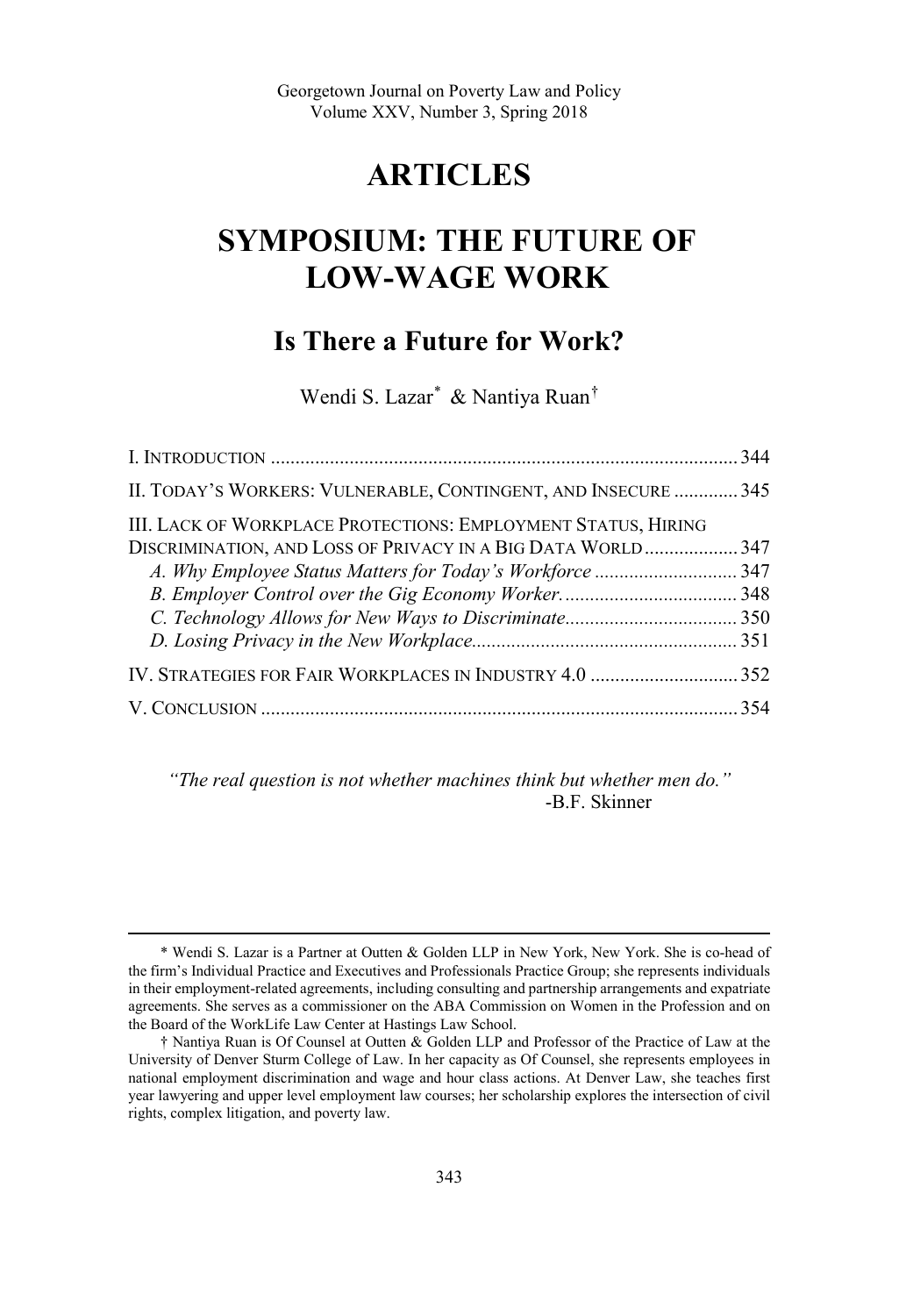# ARTICLES

# SYMPOSIUM: THE FUTURE OF LOW-WAGE WORK

## Is There a Future for Work?

Wendi S. Lazar* & Nantiya Ruan†

I. INTRODUCTION .............................................................................................. 344

II. TODAY'S WORKERS: VULNERABLE, CONTINGENT, AND INSECURE ............. 345

III. LACK OF WORKPLACE PROTECTIONS: EMPLOYMENT STATUS, HIRING DISCRIMINATION, AND LOSS OF PRIVACY IN A BIG DATA WORLD ................... 347

*A. Why Employee Status Matters for Today's Workforce* ............................. 347

*B. Employer Control over the Gig Economy Worker.* .................................... 348

*C. Technology Allows for New Ways to Discriminate.* .................................. 350

*D. Losing Privacy in the New Workplace.* ..................................................... 351

IV. STRATEGIES FOR FAIR WORKPLACES IN INDUSTRY 4.0 .............................. 352

V. CONCLUSION ................................................................................................ 354

*"The real question is not whether machines think but whether men do."*
-B.F. Skinner

---

\* Wendi S. Lazar is a Partner at Outten & Golden LLP in New York, New York. She is co-head of the firm's Individual Practice and Executives and Professionals Practice Group; she represents individuals in their employment-related agreements, including consulting and partnership arrangements and expatriate agreements. She serves as a commissioner on the ABA Commission on Women in the Profession and on the Board of the WorkLife Law Center at Hastings Law School.

† Nantiya Ruan is Of Counsel at Outten & Golden LLP and Professor of the Practice of Law at the University of Denver Sturm College of Law. In her capacity as Of Counsel, she represents employees in national employment discrimination and wage and hour class actions. At Denver Law, she teaches first year lawyering and upper level employment law courses; her scholarship explores the intersection of civil rights, complex litigation, and poverty law.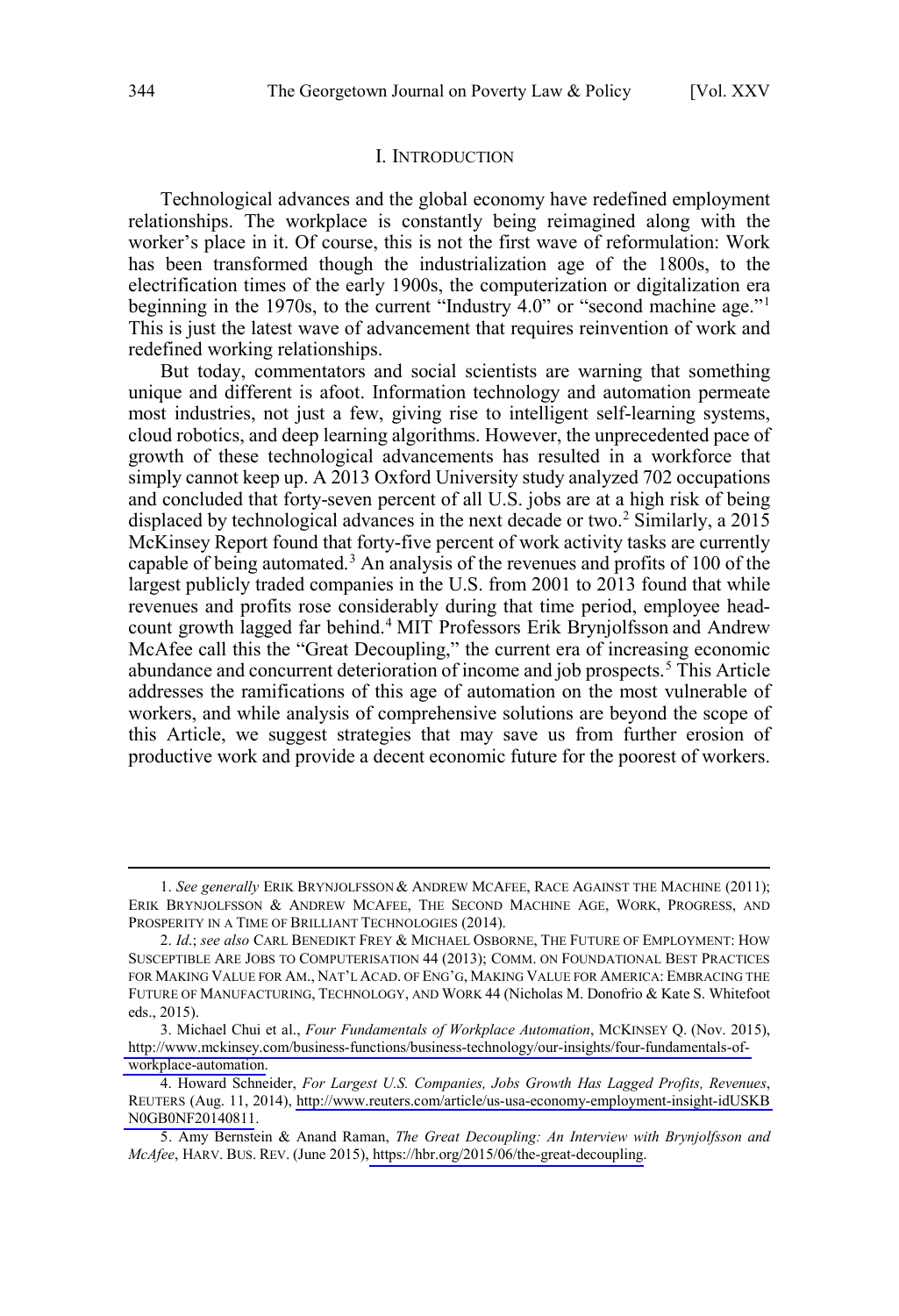# I. INTRODUCTION

Technological advances and the global economy have redefined employment relationships. The workplace is constantly being reimagined along with the worker's place in it. Of course, this is not the first wave of reformulation: Work has been transformed though the industrialization age of the 1800s, to the electrification times of the early 1900s, the computerization or digitalization era beginning in the 1970s, to the current "Industry 4.0" or "second machine age."[1] This is just the latest wave of advancement that requires reinvention of work and redefined working relationships.

But today, commentators and social scientists are warning that something unique and different is afoot. Information technology and automation permeate most industries, not just a few, giving rise to intelligent self-learning systems, cloud robotics, and deep learning algorithms. However, the unprecedented pace of growth of these technological advancements has resulted in a workforce that simply cannot keep up. A 2013 Oxford University study analyzed 702 occupations and concluded that forty-seven percent of all U.S. jobs are at a high risk of being displaced by technological advances in the next decade or two.[2] Similarly, a 2015 McKinsey Report found that forty-five percent of work activity tasks are currently capable of being automated.[3] An analysis of the revenues and profits of 100 of the largest publicly traded companies in the U.S. from 2001 to 2013 found that while revenues and profits rose considerably during that time period, employee head-count growth lagged far behind.[4] MIT Professors Erik Brynjolfsson and Andrew McAfee call this the "Great Decoupling," the current era of increasing economic abundance and concurrent deterioration of income and job prospects.[5] This Article addresses the ramifications of this age of automation on the most vulnerable of workers, and while analysis of comprehensive solutions are beyond the scope of this Article, we suggest strategies that may save us from further erosion of productive work and provide a decent economic future for the poorest of workers.

---

1. *See generally* ERIK BRYNJOLFSSON & ANDREW MCAFEE, RACE AGAINST THE MACHINE (2011); ERIK BRYNJOLFSSON & ANDREW MCAFEE, THE SECOND MACHINE AGE, WORK, PROGRESS, AND PROSPERITY IN A TIME OF BRILLIANT TECHNOLOGIES (2014).

2. *Id.*; *see also* CARL BENEDIKT FREY & MICHAEL OSBORNE, THE FUTURE OF EMPLOYMENT: HOW SUSCEPTIBLE ARE JOBS TO COMPUTERISATION 44 (2013); COMM. ON FOUNDATIONAL BEST PRACTICES FOR MAKING VALUE FOR AM., NAT'L ACAD. OF ENG'G, MAKING VALUE FOR AMERICA: EMBRACING THE FUTURE OF MANUFACTURING, TECHNOLOGY, AND WORK 44 (Nicholas M. Donofrio & Kate S. Whitefoot eds., 2015).

3. Michael Chui et al., *Four Fundamentals of Workplace Automation*, MCKINSEY Q. (Nov. 2015), http://www.mckinsey.com/business-functions/business-technology/our-insights/four-fundamentals-of-workplace-automation.

4. Howard Schneider, *For Largest U.S. Companies, Jobs Growth Has Lagged Profits, Revenues*, REUTERS (Aug. 11, 2014), http://www.reuters.com/article/us-usa-economy-employment-insight-idUSKBN0GB0NF20140811.

5. Amy Bernstein & Anand Raman, *The Great Decoupling: An Interview with Brynjolfsson and McAfee*, HARV. BUS. REV. (June 2015), https://hbr.org/2015/06/the-great-decoupling.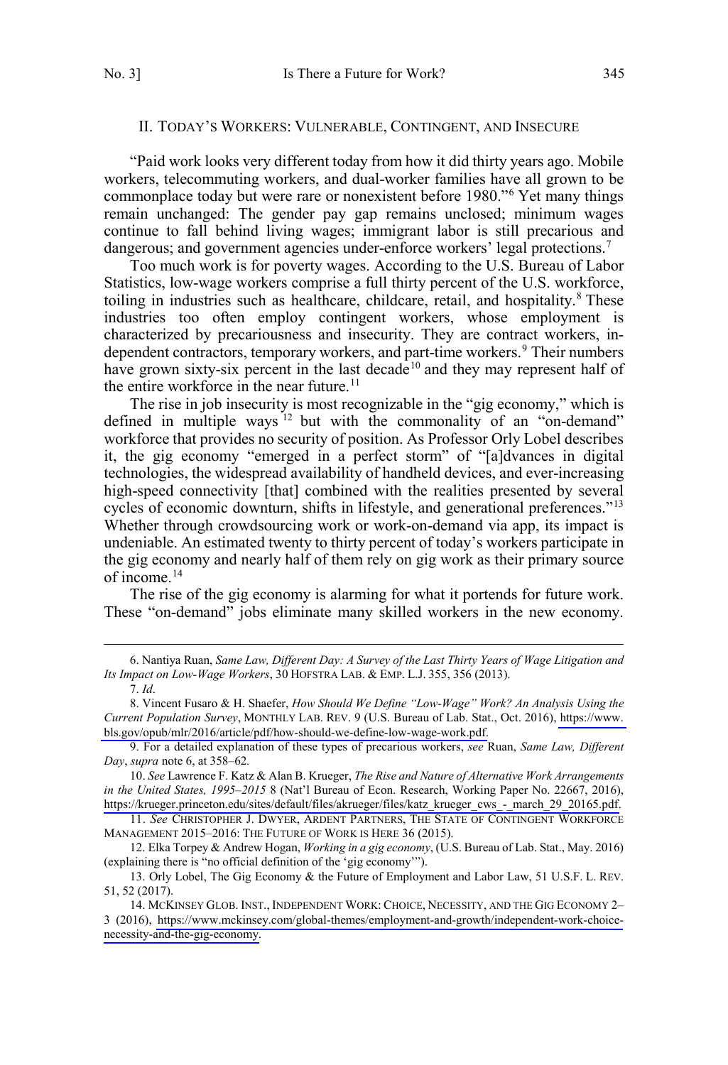## II. TODAY'S WORKERS: VULNERABLE, CONTINGENT, AND INSECURE

"Paid work looks very different today from how it did thirty years ago. Mobile workers, telecommuting workers, and dual-worker families have all grown to be commonplace today but were rare or nonexistent before 1980."[6] Yet many things remain unchanged: The gender pay gap remains unclosed; minimum wages continue to fall behind living wages; immigrant labor is still precarious and dangerous; and government agencies under-enforce workers' legal protections.[7]

Too much work is for poverty wages. According to the U.S. Bureau of Labor Statistics, low-wage workers comprise a full thirty percent of the U.S. workforce, toiling in industries such as healthcare, childcare, retail, and hospitality.[8] These industries too often employ contingent workers, whose employment is characterized by precariousness and insecurity. They are contract workers, independent contractors, temporary workers, and part-time workers.[9] Their numbers have grown sixty-six percent in the last decade[10] and they may represent half of the entire workforce in the near future.[11]

The rise in job insecurity is most recognizable in the "gig economy," which is defined in multiple ways[12] but with the commonality of an "on-demand" workforce that provides no security of position. As Professor Orly Lobel describes it, the gig economy "emerged in a perfect storm" of "[a]dvances in digital technologies, the widespread availability of handheld devices, and ever-increasing high-speed connectivity [that] combined with the realities presented by several cycles of economic downturn, shifts in lifestyle, and generational preferences."[13] Whether through crowdsourcing work or work-on-demand via app, its impact is undeniable. An estimated twenty to thirty percent of today's workers participate in the gig economy and nearly half of them rely on gig work as their primary source of income.[14]

The rise of the gig economy is alarming for what it portends for future work. These "on-demand" jobs eliminate many skilled workers in the new economy.

---

6. Nantiya Ruan, *Same Law, Different Day: A Survey of the Last Thirty Years of Wage Litigation and Its Impact on Low-Wage Workers*, 30 HOFSTRA LAB. & EMP. L.J. 355, 356 (2013).

7. *Id*.

8. Vincent Fusaro & H. Shaefer, *How Should We Define "Low-Wage" Work? An Analysis Using the Current Population Survey*, MONTHLY LAB. REV. 9 (U.S. Bureau of Lab. Stat., Oct. 2016), https://www.bls.gov/opub/mlr/2016/article/pdf/how-should-we-define-low-wage-work.pdf.

9. For a detailed explanation of these types of precarious workers, *see* Ruan, *Same Law, Different Day*, *supra* note 6, at 358–62.

10. *See* Lawrence F. Katz & Alan B. Krueger, *The Rise and Nature of Alternative Work Arrangements in the United States, 1995–2015* 8 (Nat'l Bureau of Econ. Research, Working Paper No. 22667, 2016), https://krueger.princeton.edu/sites/default/files/akrueger/files/katz_krueger_cws_-_march_29_20165.pdf.

11. *See* CHRISTOPHER J. DWYER, ARDENT PARTNERS, THE STATE OF CONTINGENT WORKFORCE MANAGEMENT 2015–2016: THE FUTURE OF WORK IS HERE 36 (2015).

12. Elka Torpey & Andrew Hogan, *Working in a gig economy*, (U.S. Bureau of Lab. Stat., May. 2016) (explaining there is "no official definition of the 'gig economy'").

13. Orly Lobel, The Gig Economy & the Future of Employment and Labor Law, 51 U.S.F. L. REV. 51, 52 (2017).

14. MCKINSEY GLOB. INST., INDEPENDENT WORK: CHOICE, NECESSITY, AND THE GIG ECONOMY 2–3 (2016), https://www.mckinsey.com/global-themes/employment-and-growth/independent-work-choice-necessity-and-the-gig-economy.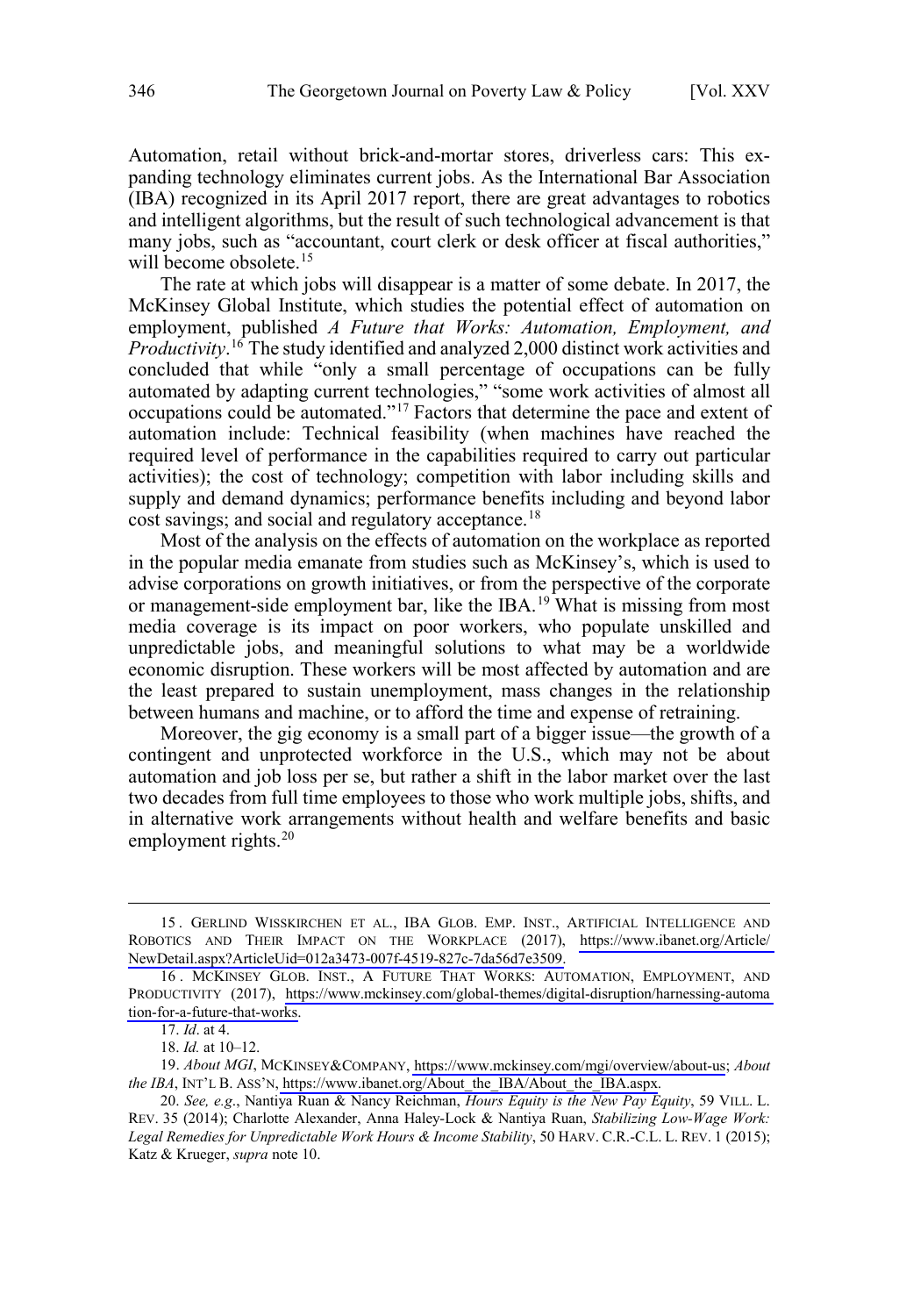Automation, retail without brick-and-mortar stores, driverless cars: This expanding technology eliminates current jobs. As the International Bar Association (IBA) recognized in its April 2017 report, there are great advantages to robotics and intelligent algorithms, but the result of such technological advancement is that many jobs, such as "accountant, court clerk or desk officer at fiscal authorities," will become obsolete.[15]

The rate at which jobs will disappear is a matter of some debate. In 2017, the McKinsey Global Institute, which studies the potential effect of automation on employment, published *A Future that Works: Automation, Employment, and Productivity*.[16] The study identified and analyzed 2,000 distinct work activities and concluded that while "only a small percentage of occupations can be fully automated by adapting current technologies," "some work activities of almost all occupations could be automated."[17] Factors that determine the pace and extent of automation include: Technical feasibility (when machines have reached the required level of performance in the capabilities required to carry out particular activities); the cost of technology; competition with labor including skills and supply and demand dynamics; performance benefits including and beyond labor cost savings; and social and regulatory acceptance.[18]

Most of the analysis on the effects of automation on the workplace as reported in the popular media emanate from studies such as McKinsey's, which is used to advise corporations on growth initiatives, or from the perspective of the corporate or management-side employment bar, like the IBA.[19] What is missing from most media coverage is its impact on poor workers, who populate unskilled and unpredictable jobs, and meaningful solutions to what may be a worldwide economic disruption. These workers will be most affected by automation and are the least prepared to sustain unemployment, mass changes in the relationship between humans and machine, or to afford the time and expense of retraining.

Moreover, the gig economy is a small part of a bigger issue—the growth of a contingent and unprotected workforce in the U.S., which may not be about automation and job loss per se, but rather a shift in the labor market over the last two decades from full time employees to those who work multiple jobs, shifts, and in alternative work arrangements without health and welfare benefits and basic employment rights.[20]

---

15. GERLIND WISSKIRCHEN ET AL., IBA GLOB. EMP. INST., ARTIFICIAL INTELLIGENCE AND ROBOTICS AND THEIR IMPACT ON THE WORKPLACE (2017), https://www.ibanet.org/Article/NewDetail.aspx?ArticleUid=012a3473-007f-4519-827c-7da56d7e3509.

16. MCKINSEY GLOB. INST., A FUTURE THAT WORKS: AUTOMATION, EMPLOYMENT, AND PRODUCTIVITY (2017), https://www.mckinsey.com/global-themes/digital-disruption/harnessing-automation-for-a-future-that-works.

17. *Id*. at 4.

18. *Id.* at 10–12.

19. *About MGI*, MCKINSEY&COMPANY, https://www.mckinsey.com/mgi/overview/about-us; *About the IBA*, INT'L B. ASS'N, https://www.ibanet.org/About_the_IBA/About_the_IBA.aspx.

20. *See, e.g*., Nantiya Ruan & Nancy Reichman, *Hours Equity is the New Pay Equity*, 59 VILL. L. REV. 35 (2014); Charlotte Alexander, Anna Haley-Lock & Nantiya Ruan, *Stabilizing Low-Wage Work: Legal Remedies for Unpredictable Work Hours & Income Stability*, 50 HARV. C.R.-C.L. L. REV. 1 (2015); Katz & Krueger, *supra* note 10.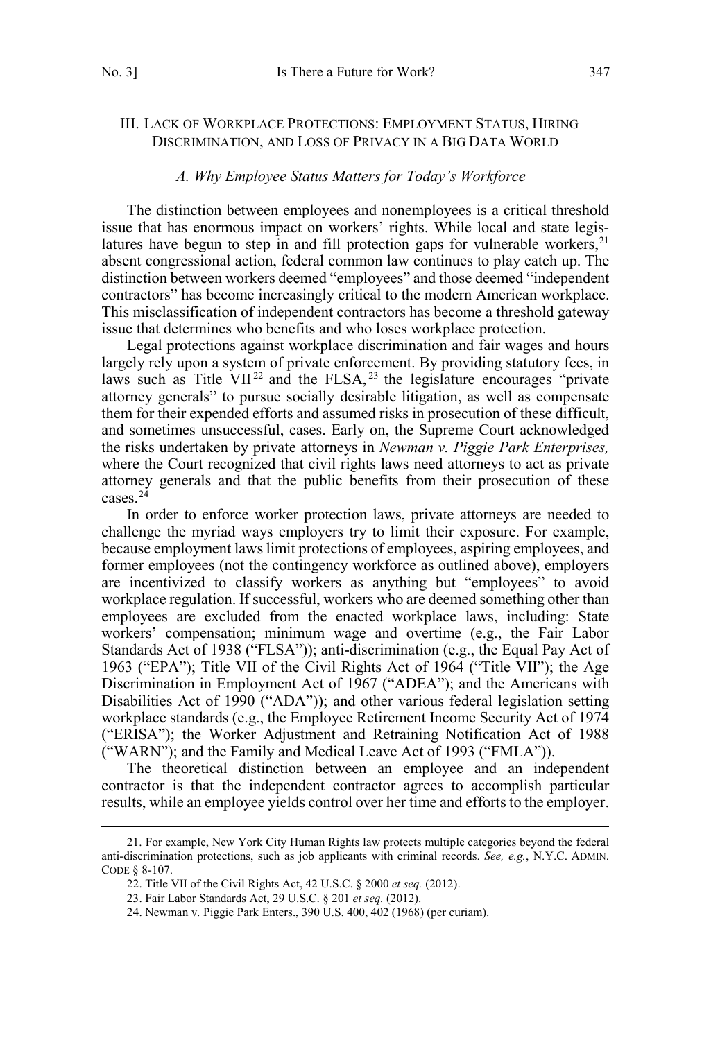## III. Lack of Workplace Protections: Employment Status, Hiring Discrimination, and Loss of Privacy in a Big Data World

### *A. Why Employee Status Matters for Today's Workforce*

The distinction between employees and nonemployees is a critical threshold issue that has enormous impact on workers' rights. While local and state legislatures have begun to step in and fill protection gaps for vulnerable workers,[21] absent congressional action, federal common law continues to play catch up. The distinction between workers deemed "employees" and those deemed "independent contractors" has become increasingly critical to the modern American workplace. This misclassification of independent contractors has become a threshold gateway issue that determines who benefits and who loses workplace protection.

Legal protections against workplace discrimination and fair wages and hours largely rely upon a system of private enforcement. By providing statutory fees, in laws such as Title VII[22] and the FLSA,[23] the legislature encourages "private attorney generals" to pursue socially desirable litigation, as well as compensate them for their expended efforts and assumed risks in prosecution of these difficult, and sometimes unsuccessful, cases. Early on, the Supreme Court acknowledged the risks undertaken by private attorneys in *Newman v. Piggie Park Enterprises,* where the Court recognized that civil rights laws need attorneys to act as private attorney generals and that the public benefits from their prosecution of these cases.[24]

In order to enforce worker protection laws, private attorneys are needed to challenge the myriad ways employers try to limit their exposure. For example, because employment laws limit protections of employees, aspiring employees, and former employees (not the contingency workforce as outlined above), employers are incentivized to classify workers as anything but "employees" to avoid workplace regulation. If successful, workers who are deemed something other than employees are excluded from the enacted workplace laws, including: State workers' compensation; minimum wage and overtime (e.g., the Fair Labor Standards Act of 1938 ("FLSA")); anti-discrimination (e.g., the Equal Pay Act of 1963 ("EPA"); Title VII of the Civil Rights Act of 1964 ("Title VII"); the Age Discrimination in Employment Act of 1967 ("ADEA"); and the Americans with Disabilities Act of 1990 ("ADA")); and other various federal legislation setting workplace standards (e.g., the Employee Retirement Income Security Act of 1974 ("ERISA"); the Worker Adjustment and Retraining Notification Act of 1988 ("WARN"); and the Family and Medical Leave Act of 1993 ("FMLA")).

The theoretical distinction between an employee and an independent contractor is that the independent contractor agrees to accomplish particular results, while an employee yields control over her time and efforts to the employer.

---

21. For example, New York City Human Rights law protects multiple categories beyond the federal anti-discrimination protections, such as job applicants with criminal records. *See, e.g.*, N.Y.C. ADMIN. CODE § 8-107.

22. Title VII of the Civil Rights Act, 42 U.S.C. § 2000 *et seq.* (2012).

23. Fair Labor Standards Act, 29 U.S.C. § 201 *et seq.* (2012).

24. Newman v. Piggie Park Enters., 390 U.S. 400, 402 (1968) (per curiam).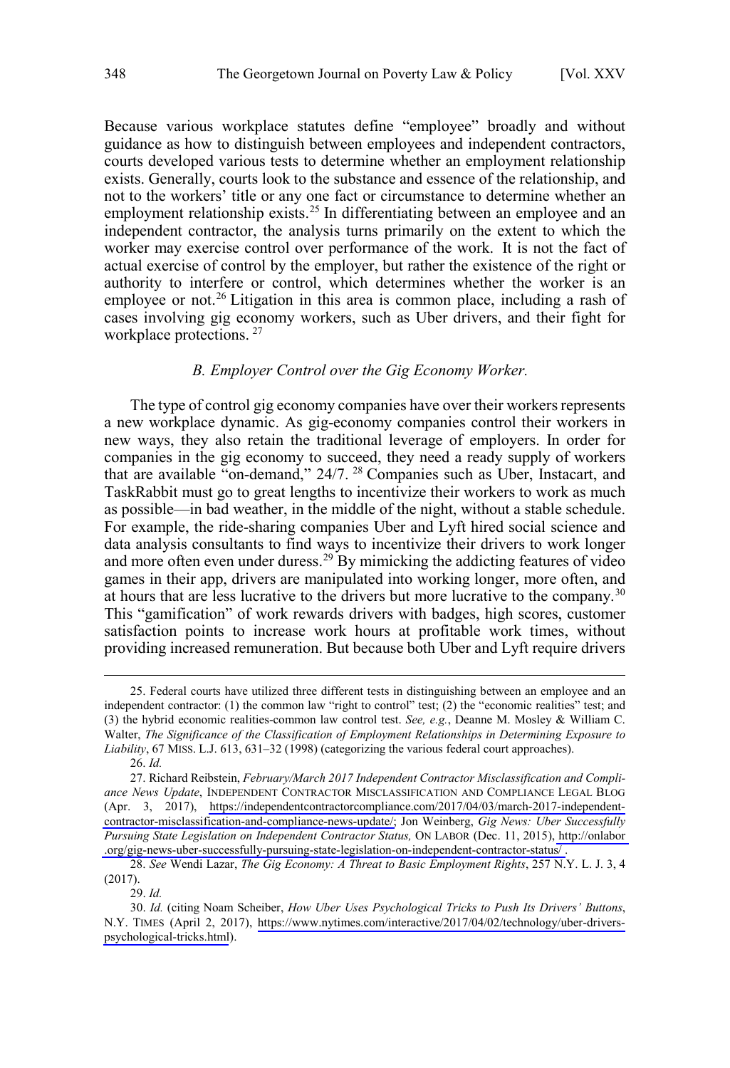Because various workplace statutes define "employee" broadly and without guidance as how to distinguish between employees and independent contractors, courts developed various tests to determine whether an employment relationship exists. Generally, courts look to the substance and essence of the relationship, and not to the workers' title or any one fact or circumstance to determine whether an employment relationship exists.[25] In differentiating between an employee and an independent contractor, the analysis turns primarily on the extent to which the worker may exercise control over performance of the work. It is not the fact of actual exercise of control by the employer, but rather the existence of the right or authority to interfere or control, which determines whether the worker is an employee or not.[26] Litigation in this area is common place, including a rash of cases involving gig economy workers, such as Uber drivers, and their fight for workplace protections.[27]

### *B. Employer Control over the Gig Economy Worker.*

The type of control gig economy companies have over their workers represents a new workplace dynamic. As gig-economy companies control their workers in new ways, they also retain the traditional leverage of employers. In order for companies in the gig economy to succeed, they need a ready supply of workers that are available "on-demand," 24/7.[28] Companies such as Uber, Instacart, and TaskRabbit must go to great lengths to incentivize their workers to work as much as possible—in bad weather, in the middle of the night, without a stable schedule. For example, the ride-sharing companies Uber and Lyft hired social science and data analysis consultants to find ways to incentivize their drivers to work longer and more often even under duress.[29] By mimicking the addicting features of video games in their app, drivers are manipulated into working longer, more often, and at hours that are less lucrative to the drivers but more lucrative to the company.[30] This "gamification" of work rewards drivers with badges, high scores, customer satisfaction points to increase work hours at profitable work times, without providing increased remuneration. But because both Uber and Lyft require drivers

---

25. Federal courts have utilized three different tests in distinguishing between an employee and an independent contractor: (1) the common law "right to control" test; (2) the "economic realities" test; and (3) the hybrid economic realities-common law control test. *See, e.g.*, Deanne M. Mosley & William C. Walter, *The Significance of the Classification of Employment Relationships in Determining Exposure to Liability*, 67 MISS. L.J. 613, 631–32 (1998) (categorizing the various federal court approaches).

26. *Id.*

27. Richard Reibstein, *February/March 2017 Independent Contractor Misclassification and Compliance News Update*, INDEPENDENT CONTRACTOR MISCLASSIFICATION AND COMPLIANCE LEGAL BLOG (Apr. 3, 2017), https://independentcontractorcompliance.com/2017/04/03/march-2017-independent-contractor-misclassification-and-compliance-news-update/; Jon Weinberg, *Gig News: Uber Successfully Pursuing State Legislation on Independent Contractor Status,* ON LABOR (Dec. 11, 2015), http://onlabor.org/gig-news-uber-successfully-pursuing-state-legislation-on-independent-contractor-status/ .

28. *See* Wendi Lazar, *The Gig Economy: A Threat to Basic Employment Rights*, 257 N.Y. L. J. 3, 4 (2017).

29. *Id.*

30. *Id.* (citing Noam Scheiber, *How Uber Uses Psychological Tricks to Push Its Drivers' Buttons*, N.Y. TIMES (April 2, 2017), https://www.nytimes.com/interactive/2017/04/02/technology/uber-drivers-psychological-tricks.html).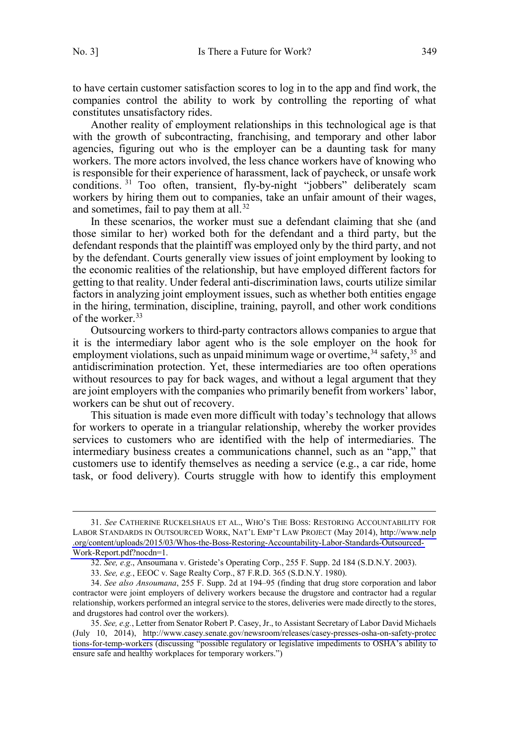to have certain customer satisfaction scores to log in to the app and find work, the companies control the ability to work by controlling the reporting of what constitutes unsatisfactory rides.

Another reality of employment relationships in this technological age is that with the growth of subcontracting, franchising, and temporary and other labor agencies, figuring out who is the employer can be a daunting task for many workers. The more actors involved, the less chance workers have of knowing who is responsible for their experience of harassment, lack of paycheck, or unsafe work conditions.[31] Too often, transient, fly-by-night "jobbers" deliberately scam workers by hiring them out to companies, take an unfair amount of their wages, and sometimes, fail to pay them at all.[32]

In these scenarios, the worker must sue a defendant claiming that she (and those similar to her) worked both for the defendant and a third party, but the defendant responds that the plaintiff was employed only by the third party, and not by the defendant. Courts generally view issues of joint employment by looking to the economic realities of the relationship, but have employed different factors for getting to that reality. Under federal anti-discrimination laws, courts utilize similar factors in analyzing joint employment issues, such as whether both entities engage in the hiring, termination, discipline, training, payroll, and other work conditions of the worker.[33]

Outsourcing workers to third-party contractors allows companies to argue that it is the intermediary labor agent who is the sole employer on the hook for employment violations, such as unpaid minimum wage or overtime,[34] safety,[35] and antidiscrimination protection. Yet, these intermediaries are too often operations without resources to pay for back wages, and without a legal argument that they are joint employers with the companies who primarily benefit from workers' labor, workers can be shut out of recovery.

This situation is made even more difficult with today's technology that allows for workers to operate in a triangular relationship, whereby the worker provides services to customers who are identified with the help of intermediaries. The intermediary business creates a communications channel, such as an "app," that customers use to identify themselves as needing a service (e.g., a car ride, home task, or food delivery). Courts struggle with how to identify this employment

---

31. *See* Catherine Ruckelshaus et al., Who's the Boss: Restoring Accountability for Labor Standards in Outsourced Work, Nat'l Emp't Law Project (May 2014), http://www.nelp.org/content/uploads/2015/03/Whos-the-Boss-Restoring-Accountability-Labor-Standards-Outsourced-Work-Report.pdf?nocdn=1.

32. *See, e.g.*, Ansoumana v. Gristede's Operating Corp., 255 F. Supp. 2d 184 (S.D.N.Y. 2003).

33. *See, e.g.*, EEOC v. Sage Realty Corp., 87 F.R.D. 365 (S.D.N.Y. 1980).

34. *See also Ansoumana*, 255 F. Supp. 2d at 194–95 (finding that drug store corporation and labor contractor were joint employers of delivery workers because the drugstore and contractor had a regular relationship, workers performed an integral service to the stores, deliveries were made directly to the stores, and drugstores had control over the workers).

35. *See, e.g.*, Letter from Senator Robert P. Casey, Jr., to Assistant Secretary of Labor David Michaels (July 10, 2014), http://www.casey.senate.gov/newsroom/releases/casey-presses-osha-on-safety-protections-for-temp-workers (discussing "possible regulatory or legislative impediments to OSHA's ability to ensure safe and healthy workplaces for temporary workers.")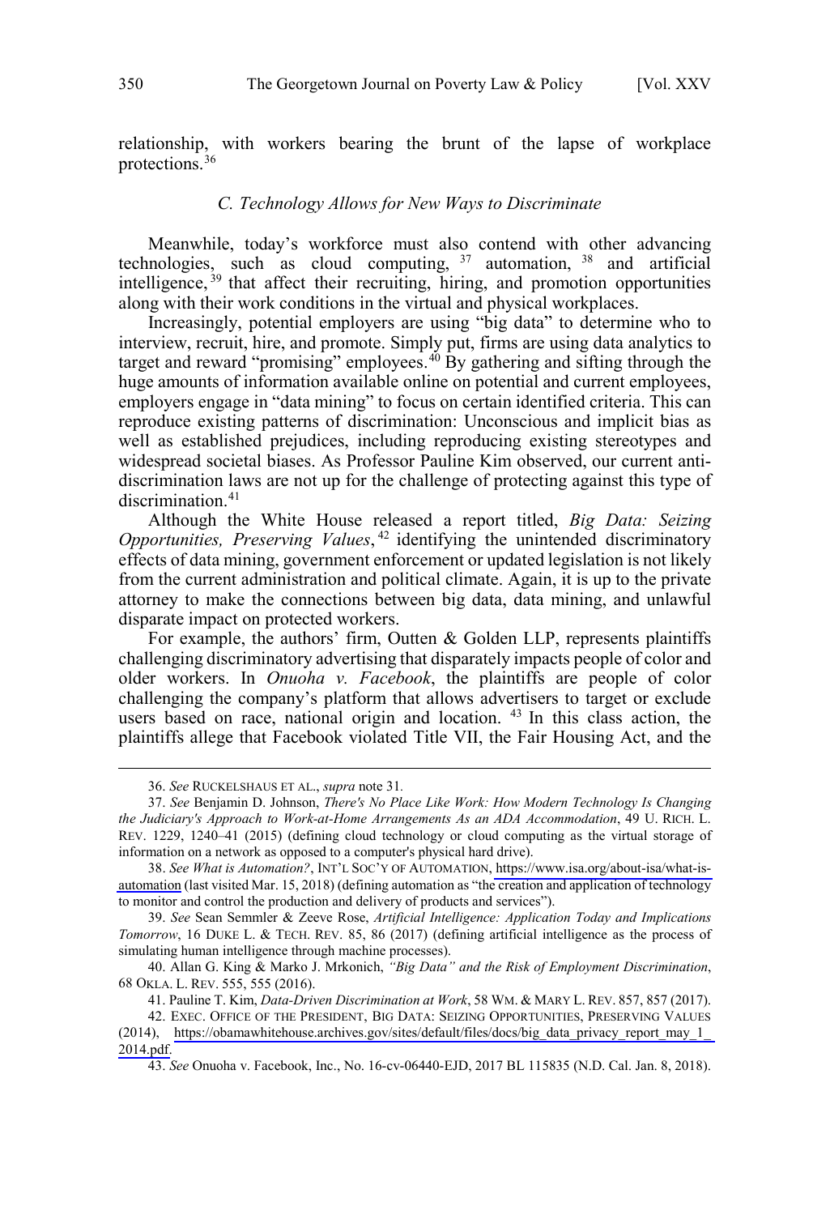relationship, with workers bearing the brunt of the lapse of workplace protections.[36]

### *C. Technology Allows for New Ways to Discriminate*

Meanwhile, today's workforce must also contend with other advancing technologies, such as cloud computing,[37] automation,[38] and artificial intelligence,[39] that affect their recruiting, hiring, and promotion opportunities along with their work conditions in the virtual and physical workplaces.

Increasingly, potential employers are using "big data" to determine who to interview, recruit, hire, and promote. Simply put, firms are using data analytics to target and reward "promising" employees.[40] By gathering and sifting through the huge amounts of information available online on potential and current employees, employers engage in "data mining" to focus on certain identified criteria. This can reproduce existing patterns of discrimination: Unconscious and implicit bias as well as established prejudices, including reproducing existing stereotypes and widespread societal biases. As Professor Pauline Kim observed, our current anti-discrimination laws are not up for the challenge of protecting against this type of discrimination.[41]

Although the White House released a report titled, *Big Data: Seizing Opportunities, Preserving Values*,[42] identifying the unintended discriminatory effects of data mining, government enforcement or updated legislation is not likely from the current administration and political climate. Again, it is up to the private attorney to make the connections between big data, data mining, and unlawful disparate impact on protected workers.

For example, the authors' firm, Outten & Golden LLP, represents plaintiffs challenging discriminatory advertising that disparately impacts people of color and older workers. In *Onuoha v. Facebook*, the plaintiffs are people of color challenging the company's platform that allows advertisers to target or exclude users based on race, national origin and location.[43] In this class action, the plaintiffs allege that Facebook violated Title VII, the Fair Housing Act, and the

---

36. *See* RUCKELSHAUS ET AL., *supra* note 31.

37. *See* Benjamin D. Johnson, *There's No Place Like Work: How Modern Technology Is Changing the Judiciary's Approach to Work-at-Home Arrangements As an ADA Accommodation*, 49 U. RICH. L. REV. 1229, 1240–41 (2015) (defining cloud technology or cloud computing as the virtual storage of information on a network as opposed to a computer's physical hard drive).

38. *See What is Automation?*, INT'L SOC'Y OF AUTOMATION, https://www.isa.org/about-isa/what-is-automation (last visited Mar. 15, 2018) (defining automation as "the creation and application of technology to monitor and control the production and delivery of products and services").

39. *See* Sean Semmler & Zeeve Rose, *Artificial Intelligence: Application Today and Implications Tomorrow*, 16 DUKE L. & TECH. REV. 85, 86 (2017) (defining artificial intelligence as the process of simulating human intelligence through machine processes).

40. Allan G. King & Marko J. Mrkonich, *"Big Data" and the Risk of Employment Discrimination*, 68 OKLA. L. REV. 555, 555 (2016).

41. Pauline T. Kim, *Data-Driven Discrimination at Work*, 58 WM. & MARY L. REV. 857, 857 (2017).

42. EXEC. OFFICE OF THE PRESIDENT, BIG DATA: SEIZING OPPORTUNITIES, PRESERVING VALUES (2014), https://obamawhitehouse.archives.gov/sites/default/files/docs/big_data_privacy_report_may_1_2014.pdf.

43. *See* Onuoha v. Facebook, Inc., No. 16-cv-06440-EJD, 2017 BL 115835 (N.D. Cal. Jan. 8, 2018).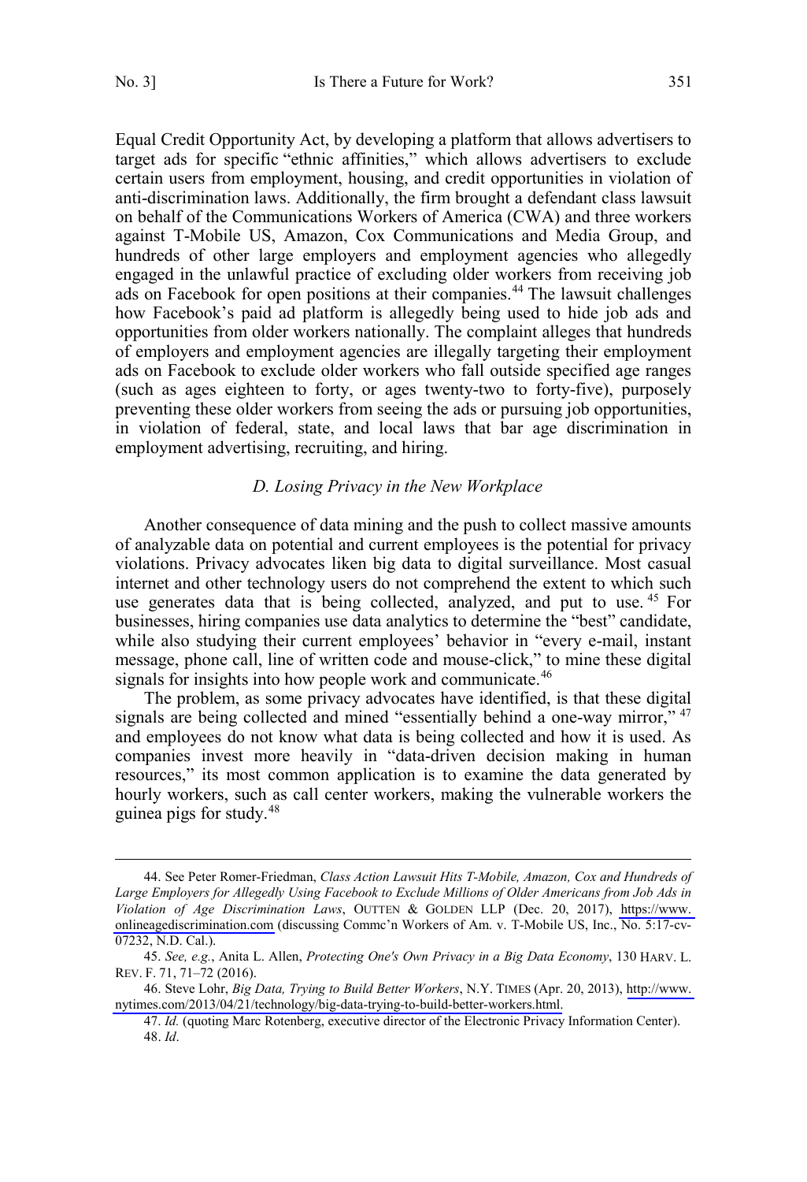Equal Credit Opportunity Act, by developing a platform that allows advertisers to target ads for specific "ethnic affinities," which allows advertisers to exclude certain users from employment, housing, and credit opportunities in violation of anti-discrimination laws. Additionally, the firm brought a defendant class lawsuit on behalf of the Communications Workers of America (CWA) and three workers against T-Mobile US, Amazon, Cox Communications and Media Group, and hundreds of other large employers and employment agencies who allegedly engaged in the unlawful practice of excluding older workers from receiving job ads on Facebook for open positions at their companies.[44] The lawsuit challenges how Facebook's paid ad platform is allegedly being used to hide job ads and opportunities from older workers nationally. The complaint alleges that hundreds of employers and employment agencies are illegally targeting their employment ads on Facebook to exclude older workers who fall outside specified age ranges (such as ages eighteen to forty, or ages twenty-two to forty-five), purposely preventing these older workers from seeing the ads or pursuing job opportunities, in violation of federal, state, and local laws that bar age discrimination in employment advertising, recruiting, and hiring.

### *D. Losing Privacy in the New Workplace*

Another consequence of data mining and the push to collect massive amounts of analyzable data on potential and current employees is the potential for privacy violations. Privacy advocates liken big data to digital surveillance. Most casual internet and other technology users do not comprehend the extent to which such use generates data that is being collected, analyzed, and put to use.[45] For businesses, hiring companies use data analytics to determine the "best" candidate, while also studying their current employees' behavior in "every e-mail, instant message, phone call, line of written code and mouse-click," to mine these digital signals for insights into how people work and communicate.[46]

The problem, as some privacy advocates have identified, is that these digital signals are being collected and mined "essentially behind a one-way mirror,"[47] and employees do not know what data is being collected and how it is used. As companies invest more heavily in "data-driven decision making in human resources," its most common application is to examine the data generated by hourly workers, such as call center workers, making the vulnerable workers the guinea pigs for study.[48]

---

44. See Peter Romer-Friedman, *Class Action Lawsuit Hits T-Mobile, Amazon, Cox and Hundreds of Large Employers for Allegedly Using Facebook to Exclude Millions of Older Americans from Job Ads in Violation of Age Discrimination Laws*, OUTTEN & GOLDEN LLP (Dec. 20, 2017), https://www.onlineagediscrimination.com (discussing Commc'n Workers of Am. v. T-Mobile US, Inc., No. 5:17-cv-07232, N.D. Cal.).

45. *See, e.g.*, Anita L. Allen, *Protecting One's Own Privacy in a Big Data Economy*, 130 HARV. L. REV. F. 71, 71–72 (2016).

46. Steve Lohr, *Big Data, Trying to Build Better Workers*, N.Y. TIMES (Apr. 20, 2013), http://www.nytimes.com/2013/04/21/technology/big-data-trying-to-build-better-workers.html.

47. *Id.* (quoting Marc Rotenberg, executive director of the Electronic Privacy Information Center).

48. *Id*.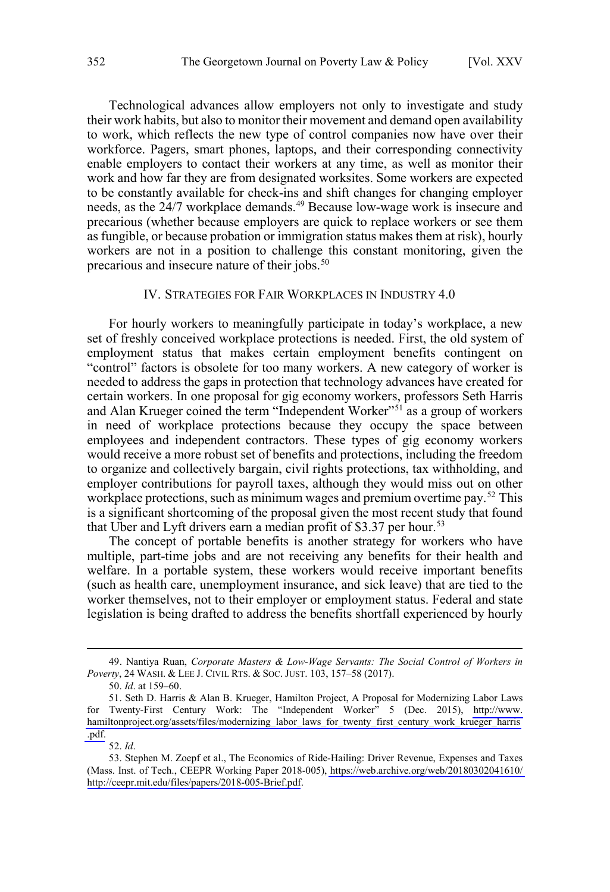Technological advances allow employers not only to investigate and study their work habits, but also to monitor their movement and demand open availability to work, which reflects the new type of control companies now have over their workforce. Pagers, smart phones, laptops, and their corresponding connectivity enable employers to contact their workers at any time, as well as monitor their work and how far they are from designated worksites. Some workers are expected to be constantly available for check-ins and shift changes for changing employer needs, as the 24/7 workplace demands.[49] Because low-wage work is insecure and precarious (whether because employers are quick to replace workers or see them as fungible, or because probation or immigration status makes them at risk), hourly workers are not in a position to challenge this constant monitoring, given the precarious and insecure nature of their jobs.[50]

## IV. STRATEGIES FOR FAIR WORKPLACES IN INDUSTRY 4.0

For hourly workers to meaningfully participate in today's workplace, a new set of freshly conceived workplace protections is needed. First, the old system of employment status that makes certain employment benefits contingent on "control" factors is obsolete for too many workers. A new category of worker is needed to address the gaps in protection that technology advances have created for certain workers. In one proposal for gig economy workers, professors Seth Harris and Alan Krueger coined the term "Independent Worker"[51] as a group of workers in need of workplace protections because they occupy the space between employees and independent contractors. These types of gig economy workers would receive a more robust set of benefits and protections, including the freedom to organize and collectively bargain, civil rights protections, tax withholding, and employer contributions for payroll taxes, although they would miss out on other workplace protections, such as minimum wages and premium overtime pay.[52] This is a significant shortcoming of the proposal given the most recent study that found that Uber and Lyft drivers earn a median profit of $3.37 per hour.[53]

The concept of portable benefits is another strategy for workers who have multiple, part-time jobs and are not receiving any benefits for their health and welfare. In a portable system, these workers would receive important benefits (such as health care, unemployment insurance, and sick leave) that are tied to the worker themselves, not to their employer or employment status. Federal and state legislation is being drafted to address the benefits shortfall experienced by hourly

---

49. Nantiya Ruan, *Corporate Masters & Low-Wage Servants: The Social Control of Workers in Poverty*, 24 WASH. & LEE J. CIVIL RTS. & SOC. JUST. 103, 157–58 (2017).

50. *Id*. at 159–60.

51. Seth D. Harris & Alan B. Krueger, Hamilton Project, A Proposal for Modernizing Labor Laws for Twenty-First Century Work: The "Independent Worker" 5 (Dec. 2015), http://www.hamiltonproject.org/assets/files/modernizing_labor_laws_for_twenty_first_century_work_krueger_harris.pdf.

52. *Id*.

53. Stephen M. Zoepf et al., The Economics of Ride-Hailing: Driver Revenue, Expenses and Taxes (Mass. Inst. of Tech., CEEPR Working Paper 2018-005), https://web.archive.org/web/20180302041610/http://ceepr.mit.edu/files/papers/2018-005-Brief.pdf.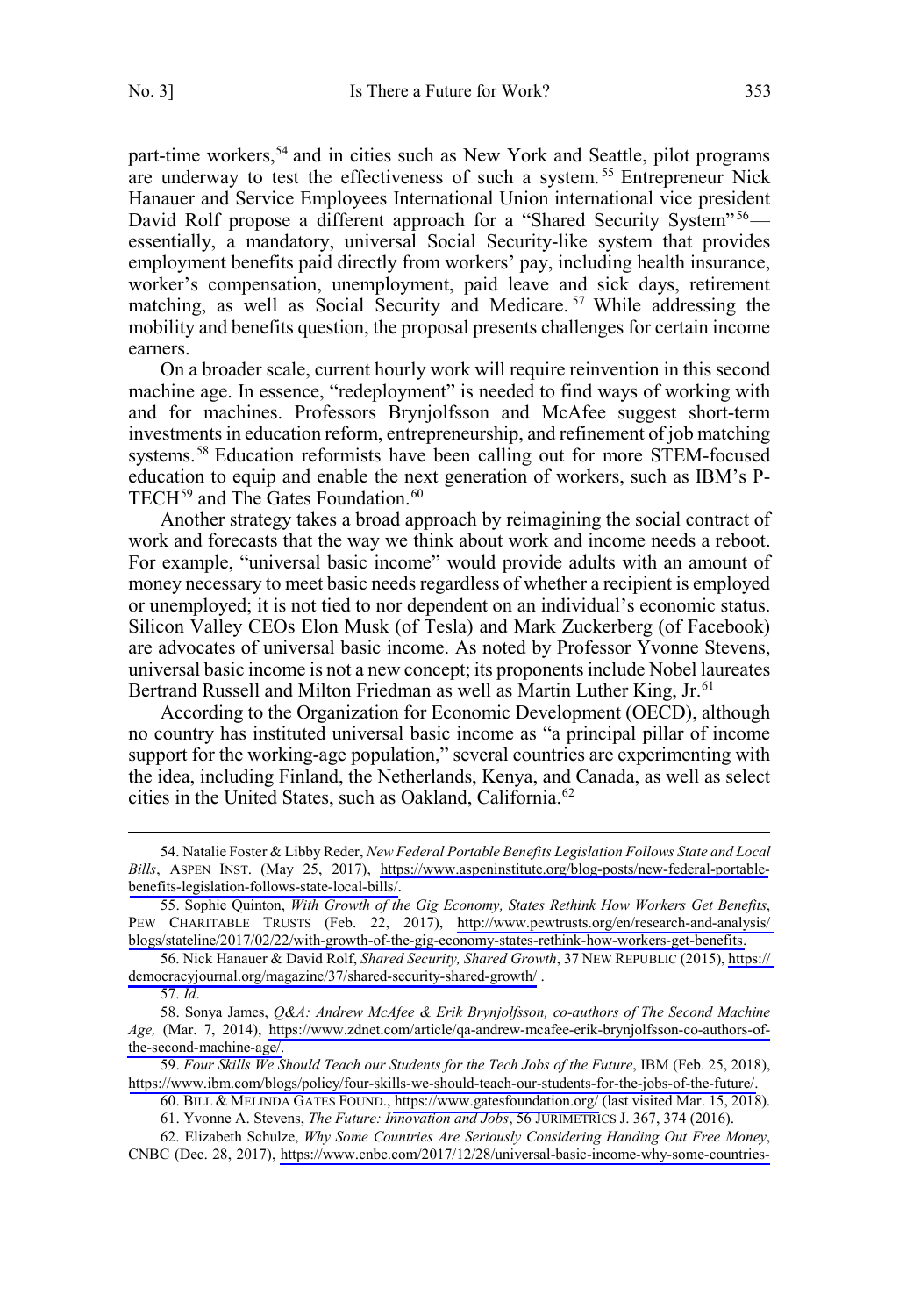part-time workers,[54] and in cities such as New York and Seattle, pilot programs are underway to test the effectiveness of such a system.[55] Entrepreneur Nick Hanauer and Service Employees International Union international vice president David Rolf propose a different approach for a "Shared Security System"[56]—essentially, a mandatory, universal Social Security-like system that provides employment benefits paid directly from workers' pay, including health insurance, worker's compensation, unemployment, paid leave and sick days, retirement matching, as well as Social Security and Medicare.[57] While addressing the mobility and benefits question, the proposal presents challenges for certain income earners.

On a broader scale, current hourly work will require reinvention in this second machine age. In essence, "redeployment" is needed to find ways of working with and for machines. Professors Brynjolfsson and McAfee suggest short-term investments in education reform, entrepreneurship, and refinement of job matching systems.[58] Education reformists have been calling out for more STEM-focused education to equip and enable the next generation of workers, such as IBM's P-TECH[59] and The Gates Foundation.[60]

Another strategy takes a broad approach by reimagining the social contract of work and forecasts that the way we think about work and income needs a reboot. For example, "universal basic income" would provide adults with an amount of money necessary to meet basic needs regardless of whether a recipient is employed or unemployed; it is not tied to nor dependent on an individual's economic status. Silicon Valley CEOs Elon Musk (of Tesla) and Mark Zuckerberg (of Facebook) are advocates of universal basic income. As noted by Professor Yvonne Stevens, universal basic income is not a new concept; its proponents include Nobel laureates Bertrand Russell and Milton Friedman as well as Martin Luther King, Jr.[61]

According to the Organization for Economic Development (OECD), although no country has instituted universal basic income as "a principal pillar of income support for the working-age population," several countries are experimenting with the idea, including Finland, the Netherlands, Kenya, and Canada, as well as select cities in the United States, such as Oakland, California.[62]

---

54. Natalie Foster & Libby Reder, *New Federal Portable Benefits Legislation Follows State and Local Bills*, ASPEN INST. (May 25, 2017), https://www.aspeninstitute.org/blog-posts/new-federal-portable-benefits-legislation-follows-state-local-bills/.

55. Sophie Quinton, *With Growth of the Gig Economy, States Rethink How Workers Get Benefits*, PEW CHARITABLE TRUSTS (Feb. 22, 2017), http://www.pewtrusts.org/en/research-and-analysis/blogs/stateline/2017/02/22/with-growth-of-the-gig-economy-states-rethink-how-workers-get-benefits.

56. Nick Hanauer & David Rolf, *Shared Security, Shared Growth*, 37 NEW REPUBLIC (2015), https://democracyjournal.org/magazine/37/shared-security-shared-growth/ .

57. *Id*.

58. Sonya James, *Q&A: Andrew McAfee & Erik Brynjolfsson, co-authors of The Second Machine Age,* (Mar. 7, 2014), https://www.zdnet.com/article/qa-andrew-mcafee-erik-brynjolfsson-co-authors-of-the-second-machine-age/.

59. *Four Skills We Should Teach our Students for the Tech Jobs of the Future*, IBM (Feb. 25, 2018), https://www.ibm.com/blogs/policy/four-skills-we-should-teach-our-students-for-the-jobs-of-the-future/.

60. BILL & MELINDA GATES FOUND., https://www.gatesfoundation.org/ (last visited Mar. 15, 2018).

61. Yvonne A. Stevens, *The Future: Innovation and Jobs*, 56 JURIMETRICS J. 367, 374 (2016).

62. Elizabeth Schulze, *Why Some Countries Are Seriously Considering Handing Out Free Money*, CNBC (Dec. 28, 2017), https://www.cnbc.com/2017/12/28/universal-basic-income-why-some-countries-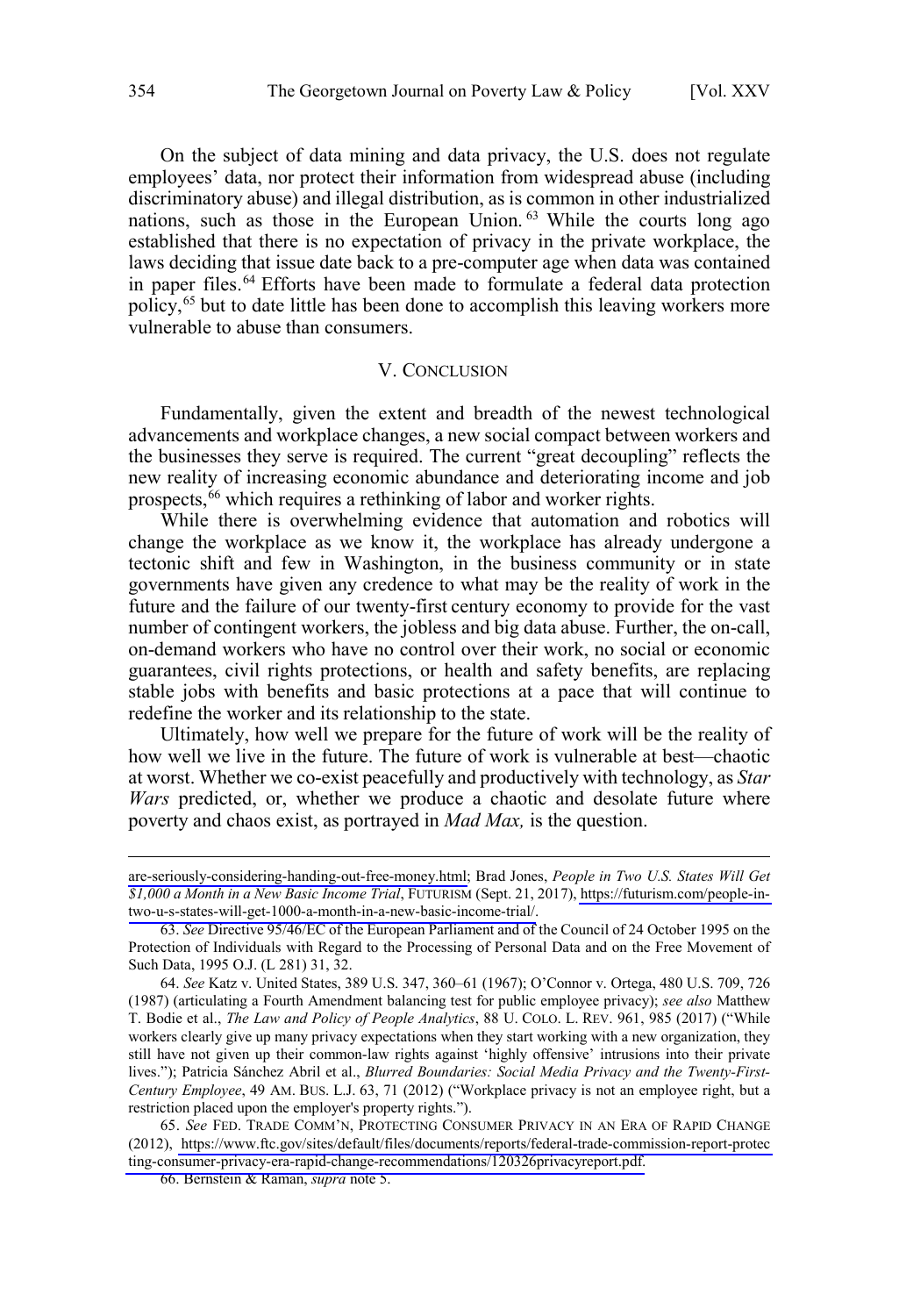On the subject of data mining and data privacy, the U.S. does not regulate employees' data, nor protect their information from widespread abuse (including discriminatory abuse) and illegal distribution, as is common in other industrialized nations, such as those in the European Union.[63] While the courts long ago established that there is no expectation of privacy in the private workplace, the laws deciding that issue date back to a pre-computer age when data was contained in paper files.[64] Efforts have been made to formulate a federal data protection policy,[65] but to date little has been done to accomplish this leaving workers more vulnerable to abuse than consumers.

## V. Conclusion

Fundamentally, given the extent and breadth of the newest technological advancements and workplace changes, a new social compact between workers and the businesses they serve is required. The current "great decoupling" reflects the new reality of increasing economic abundance and deteriorating income and job prospects,[66] which requires a rethinking of labor and worker rights.

While there is overwhelming evidence that automation and robotics will change the workplace as we know it, the workplace has already undergone a tectonic shift and few in Washington, in the business community or in state governments have given any credence to what may be the reality of work in the future and the failure of our twenty-first century economy to provide for the vast number of contingent workers, the jobless and big data abuse. Further, the on-call, on-demand workers who have no control over their work, no social or economic guarantees, civil rights protections, or health and safety benefits, are replacing stable jobs with benefits and basic protections at a pace that will continue to redefine the worker and its relationship to the state.

Ultimately, how well we prepare for the future of work will be the reality of how well we live in the future. The future of work is vulnerable at best—chaotic at worst. Whether we co-exist peacefully and productively with technology, as *Star Wars* predicted, or, whether we produce a chaotic and desolate future where poverty and chaos exist, as portrayed in *Mad Max,* is the question.

---

are-seriously-considering-handing-out-free-money.html; Brad Jones, *People in Two U.S. States Will Get $1,000 a Month in a New Basic Income Trial*, FUTURISM (Sept. 21, 2017), https://futurism.com/people-in-two-u-s-states-will-get-1000-a-month-in-a-new-basic-income-trial/.

63. *See* Directive 95/46/EC of the European Parliament and of the Council of 24 October 1995 on the Protection of Individuals with Regard to the Processing of Personal Data and on the Free Movement of Such Data, 1995 O.J. (L 281) 31, 32.

64. *See* Katz v. United States, 389 U.S. 347, 360–61 (1967); O'Connor v. Ortega, 480 U.S. 709, 726 (1987) (articulating a Fourth Amendment balancing test for public employee privacy); *see also* Matthew T. Bodie et al., *The Law and Policy of People Analytics*, 88 U. COLO. L. REV. 961, 985 (2017) ("While workers clearly give up many privacy expectations when they start working with a new organization, they still have not given up their common-law rights against 'highly offensive' intrusions into their private lives."); Patricia Sánchez Abril et al., *Blurred Boundaries: Social Media Privacy and the Twenty-First-Century Employee*, 49 AM. BUS. L.J. 63, 71 (2012) ("Workplace privacy is not an employee right, but a restriction placed upon the employer's property rights.").

65. *See* FED. TRADE COMM'N, PROTECTING CONSUMER PRIVACY IN AN ERA OF RAPID CHANGE (2012), https://www.ftc.gov/sites/default/files/documents/reports/federal-trade-commission-report-protecting-consumer-privacy-era-rapid-change-recommendations/120326privacyreport.pdf.

66. Bernstein & Raman, *supra* note 5.